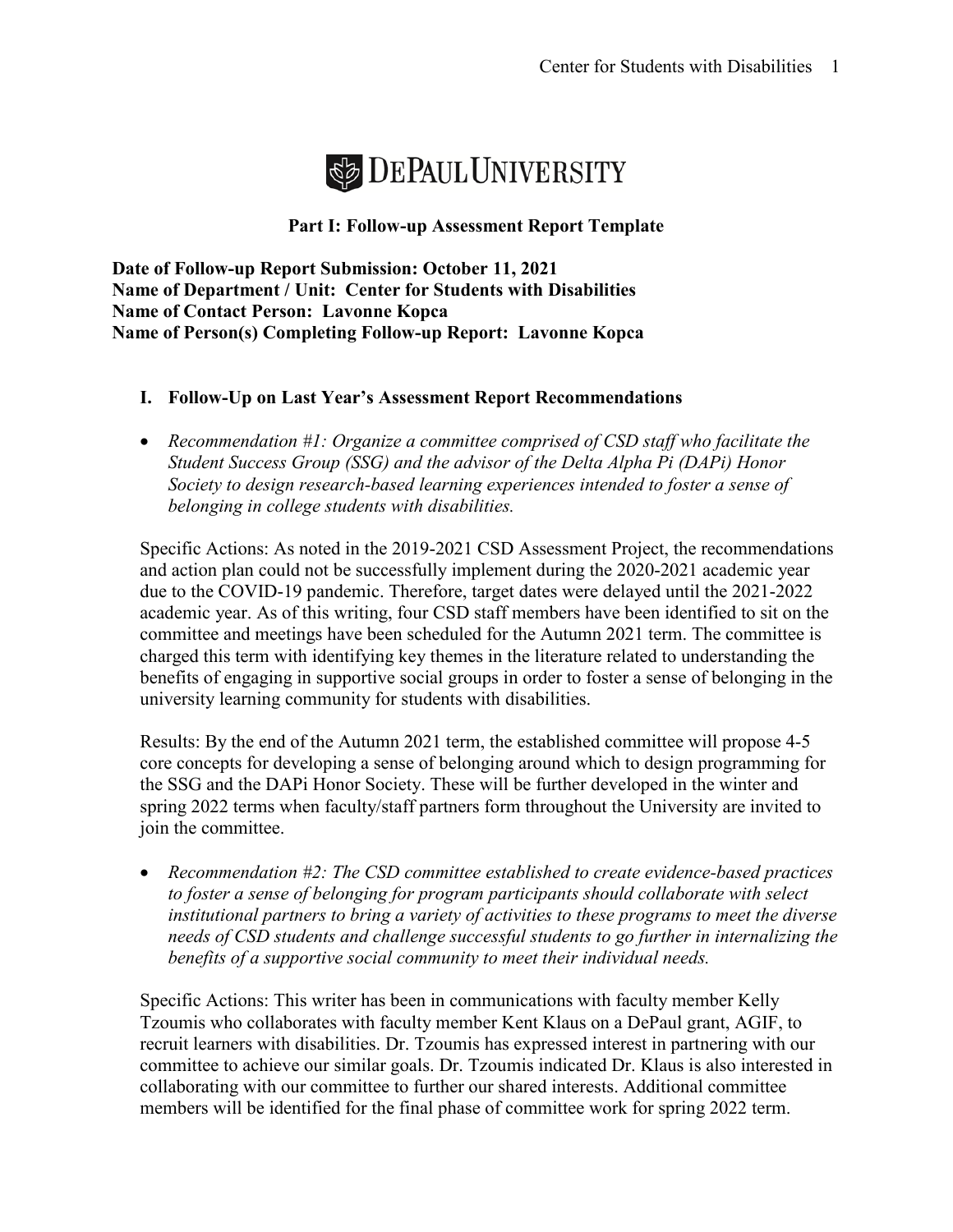# DePaul University

## Part I: Follow-up Assessment Report Template

**Date of Follow-up Report Submission: October 11, 2021**
**Name of Department / Unit: Center for Students with Disabilities**
**Name of Contact Person: Lavonne Kopca**
**Name of Person(s) Completing Follow-up Report: Lavonne Kopca**

### I. Follow-Up on Last Year's Assessment Report Recommendations

- *Recommendation #1: Organize a committee comprised of CSD staff who facilitate the Student Success Group (SSG) and the advisor of the Delta Alpha Pi (DAPi) Honor Society to design research-based learning experiences intended to foster a sense of belonging in college students with disabilities.*

Specific Actions: As noted in the 2019-2021 CSD Assessment Project, the recommendations and action plan could not be successfully implement during the 2020-2021 academic year due to the COVID-19 pandemic. Therefore, target dates were delayed until the 2021-2022 academic year. As of this writing, four CSD staff members have been identified to sit on the committee and meetings have been scheduled for the Autumn 2021 term. The committee is charged this term with identifying key themes in the literature related to understanding the benefits of engaging in supportive social groups in order to foster a sense of belonging in the university learning community for students with disabilities.

Results: By the end of the Autumn 2021 term, the established committee will propose 4-5 core concepts for developing a sense of belonging around which to design programming for the SSG and the DAPi Honor Society. These will be further developed in the winter and spring 2022 terms when faculty/staff partners form throughout the University are invited to join the committee.

- *Recommendation #2: The CSD committee established to create evidence-based practices to foster a sense of belonging for program participants should collaborate with select institutional partners to bring a variety of activities to these programs to meet the diverse needs of CSD students and challenge successful students to go further in internalizing the benefits of a supportive social community to meet their individual needs.*

Specific Actions: This writer has been in communications with faculty member Kelly Tzoumis who collaborates with faculty member Kent Klaus on a DePaul grant, AGIF, to recruit learners with disabilities. Dr. Tzoumis has expressed interest in partnering with our committee to achieve our similar goals. Dr. Tzoumis indicated Dr. Klaus is also interested in collaborating with our committee to further our shared interests. Additional committee members will be identified for the final phase of committee work for spring 2022 term.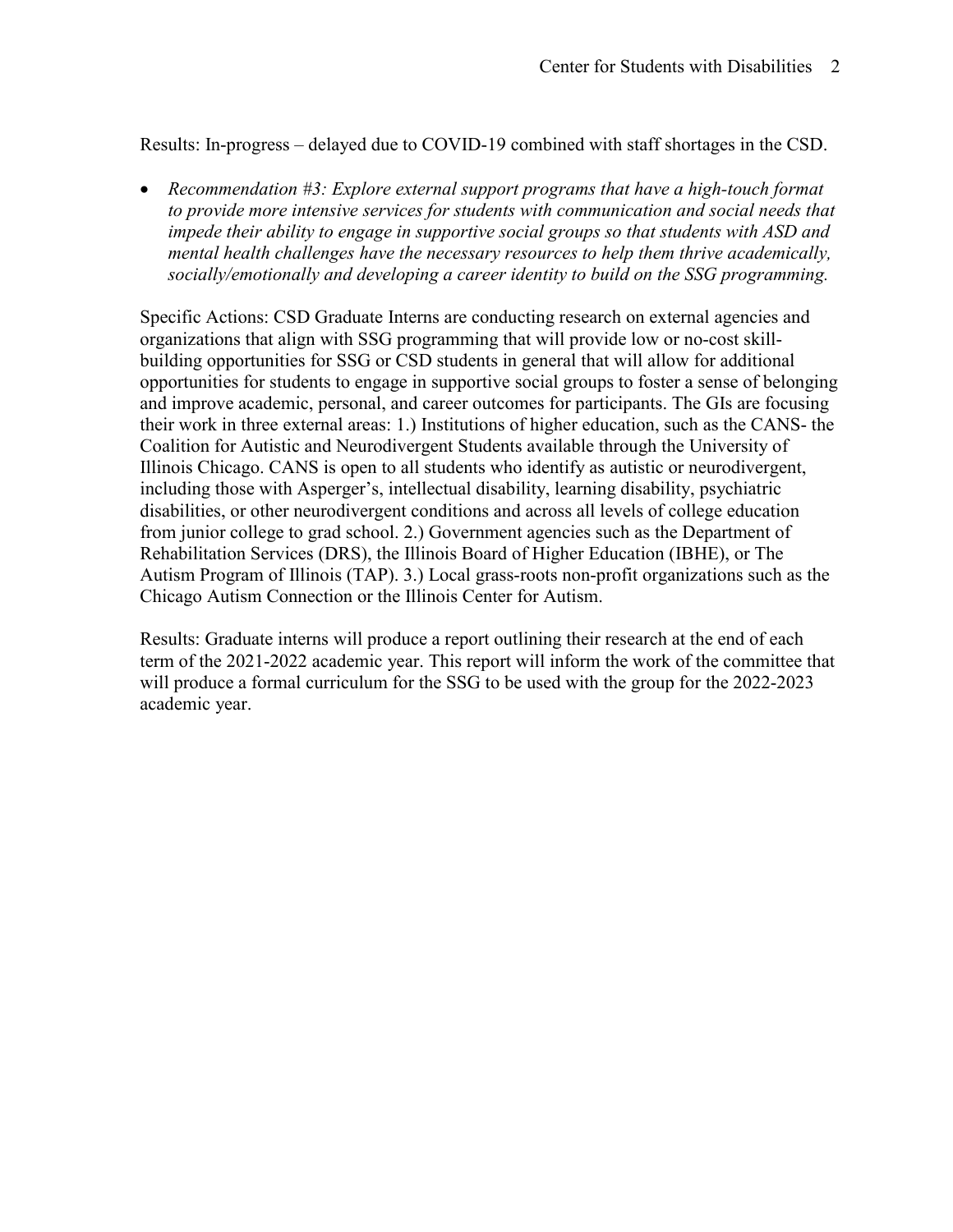Results: In-progress – delayed due to COVID-19 combined with staff shortages in the CSD.

- *Recommendation #3: Explore external support programs that have a high-touch format to provide more intensive services for students with communication and social needs that impede their ability to engage in supportive social groups so that students with ASD and mental health challenges have the necessary resources to help them thrive academically, socially/emotionally and developing a career identity to build on the SSG programming.*

Specific Actions: CSD Graduate Interns are conducting research on external agencies and organizations that align with SSG programming that will provide low or no-cost skill-building opportunities for SSG or CSD students in general that will allow for additional opportunities for students to engage in supportive social groups to foster a sense of belonging and improve academic, personal, and career outcomes for participants. The GIs are focusing their work in three external areas: 1.) Institutions of higher education, such as the CANS- the Coalition for Autistic and Neurodivergent Students available through the University of Illinois Chicago. CANS is open to all students who identify as autistic or neurodivergent, including those with Asperger's, intellectual disability, learning disability, psychiatric disabilities, or other neurodivergent conditions and across all levels of college education from junior college to grad school. 2.) Government agencies such as the Department of Rehabilitation Services (DRS), the Illinois Board of Higher Education (IBHE), or The Autism Program of Illinois (TAP). 3.) Local grass-roots non-profit organizations such as the Chicago Autism Connection or the Illinois Center for Autism.

Results: Graduate interns will produce a report outlining their research at the end of each term of the 2021-2022 academic year. This report will inform the work of the committee that will produce a formal curriculum for the SSG to be used with the group for the 2022-2023 academic year.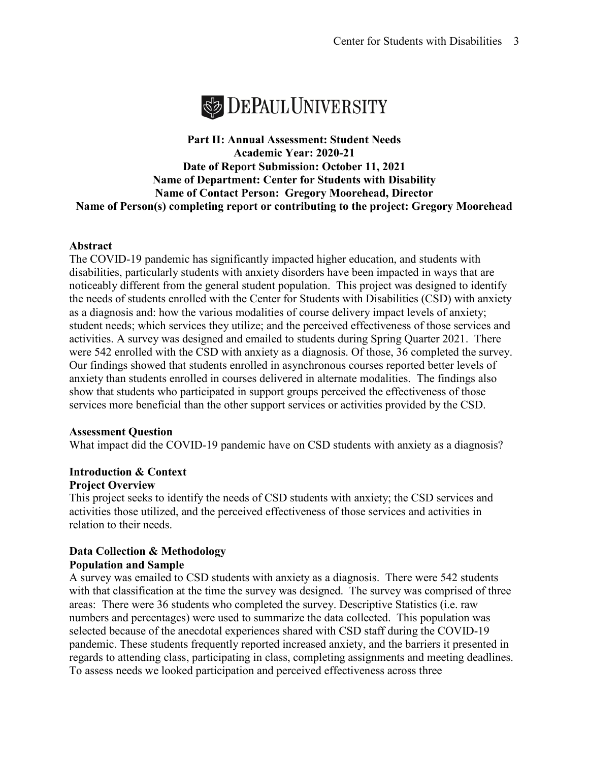DePaul University

**Part II: Annual Assessment: Student Needs**
**Academic Year: 2020-21**
**Date of Report Submission: October 11, 2021**
**Name of Department: Center for Students with Disability**
**Name of Contact Person: Gregory Moorehead, Director**
**Name of Person(s) completing report or contributing to the project: Gregory Moorehead**

## Abstract

The COVID-19 pandemic has significantly impacted higher education, and students with disabilities, particularly students with anxiety disorders have been impacted in ways that are noticeably different from the general student population. This project was designed to identify the needs of students enrolled with the Center for Students with Disabilities (CSD) with anxiety as a diagnosis and: how the various modalities of course delivery impact levels of anxiety; student needs; which services they utilize; and the perceived effectiveness of those services and activities. A survey was designed and emailed to students during Spring Quarter 2021. There were 542 enrolled with the CSD with anxiety as a diagnosis. Of those, 36 completed the survey. Our findings showed that students enrolled in asynchronous courses reported better levels of anxiety than students enrolled in courses delivered in alternate modalities. The findings also show that students who participated in support groups perceived the effectiveness of those services more beneficial than the other support services or activities provided by the CSD.

## Assessment Question

What impact did the COVID-19 pandemic have on CSD students with anxiety as a diagnosis?

## Introduction & Context

### Project Overview

This project seeks to identify the needs of CSD students with anxiety; the CSD services and activities those utilized, and the perceived effectiveness of those services and activities in relation to their needs.

## Data Collection & Methodology

### Population and Sample

A survey was emailed to CSD students with anxiety as a diagnosis. There were 542 students with that classification at the time the survey was designed. The survey was comprised of three areas: There were 36 students who completed the survey. Descriptive Statistics (i.e. raw numbers and percentages) were used to summarize the data collected. This population was selected because of the anecdotal experiences shared with CSD staff during the COVID-19 pandemic. These students frequently reported increased anxiety, and the barriers it presented in regards to attending class, participating in class, completing assignments and meeting deadlines. To assess needs we looked participation and perceived effectiveness across three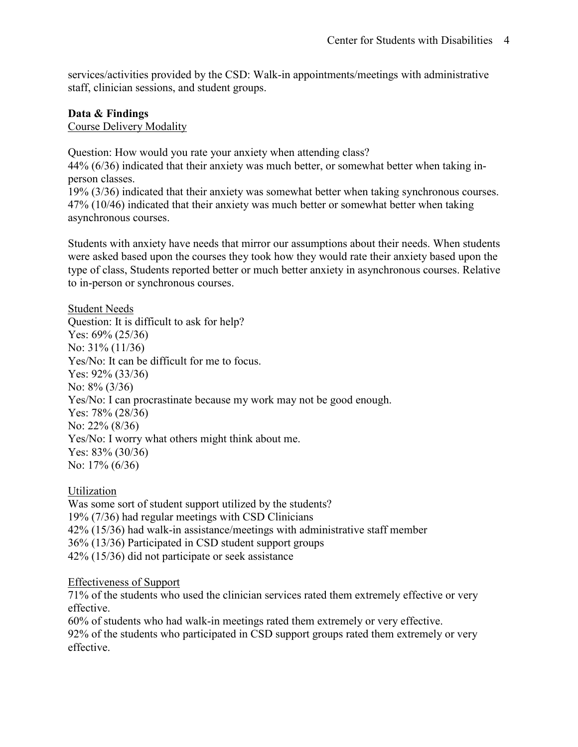services/activities provided by the CSD: Walk-in appointments/meetings with administrative staff, clinician sessions, and student groups.

**Data & Findings**

<u>Course Delivery Modality</u>

Question: How would you rate your anxiety when attending class?
44% (6/36) indicated that their anxiety was much better, or somewhat better when taking in-person classes.
19% (3/36) indicated that their anxiety was somewhat better when taking synchronous courses.
47% (10/46) indicated that their anxiety was much better or somewhat better when taking asynchronous courses.

Students with anxiety have needs that mirror our assumptions about their needs. When students were asked based upon the courses they took how they would rate their anxiety based upon the type of class, Students reported better or much better anxiety in asynchronous courses. Relative to in-person or synchronous courses.

<u>Student Needs</u>
Question: It is difficult to ask for help?
Yes: 69% (25/36)
No: 31% (11/36)
Yes/No: It can be difficult for me to focus.
Yes: 92% (33/36)
No: 8% (3/36)
Yes/No: I can procrastinate because my work may not be good enough.
Yes: 78% (28/36)
No: 22% (8/36)
Yes/No: I worry what others might think about me.
Yes: 83% (30/36)
No: 17% (6/36)

<u>Utilization</u>
Was some sort of student support utilized by the students?
19% (7/36) had regular meetings with CSD Clinicians
42% (15/36) had walk-in assistance/meetings with administrative staff member
36% (13/36) Participated in CSD student support groups
42% (15/36) did not participate or seek assistance

<u>Effectiveness of Support</u>
71% of the students who used the clinician services rated them extremely effective or very effective.
60% of students who had walk-in meetings rated them extremely or very effective.
92% of the students who participated in CSD support groups rated them extremely or very effective.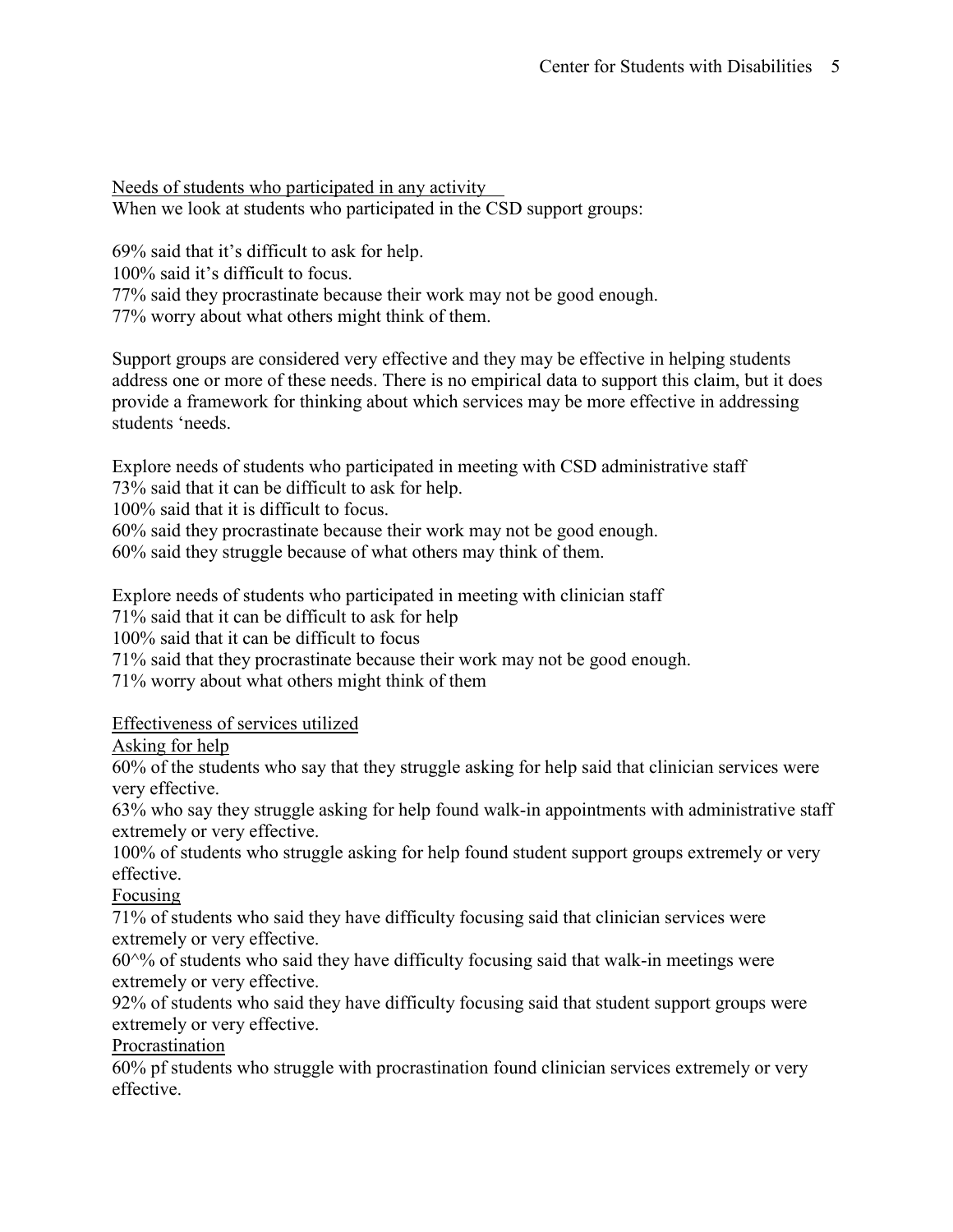<u>Needs of students who participated in any activity</u>

When we look at students who participated in the CSD support groups:

69% said that it's difficult to ask for help.
100% said it's difficult to focus.
77% said they procrastinate because their work may not be good enough.
77% worry about what others might think of them.

Support groups are considered very effective and they may be effective in helping students address one or more of these needs. There is no empirical data to support this claim, but it does provide a framework for thinking about which services may be more effective in addressing students 'needs.

Explore needs of students who participated in meeting with CSD administrative staff
73% said that it can be difficult to ask for help.
100% said that it is difficult to focus.
60% said they procrastinate because their work may not be good enough.
60% said they struggle because of what others may think of them.

Explore needs of students who participated in meeting with clinician staff
71% said that it can be difficult to ask for help
100% said that it can be difficult to focus
71% said that they procrastinate because their work may not be good enough.
71% worry about what others might think of them

<u>Effectiveness of services utilized</u>

<u>Asking for help</u>

60% of the students who say that they struggle asking for help said that clinician services were very effective.
63% who say they struggle asking for help found walk-in appointments with administrative staff extremely or very effective.
100% of students who struggle asking for help found student support groups extremely or very effective.

<u>Focusing</u>

71% of students who said they have difficulty focusing said that clinician services were extremely or very effective.
60^% of students who said they have difficulty focusing said that walk-in meetings were extremely or very effective.
92% of students who said they have difficulty focusing said that student support groups were extremely or very effective.

<u>Procrastination</u>

60% pf students who struggle with procrastination found clinician services extremely or very effective.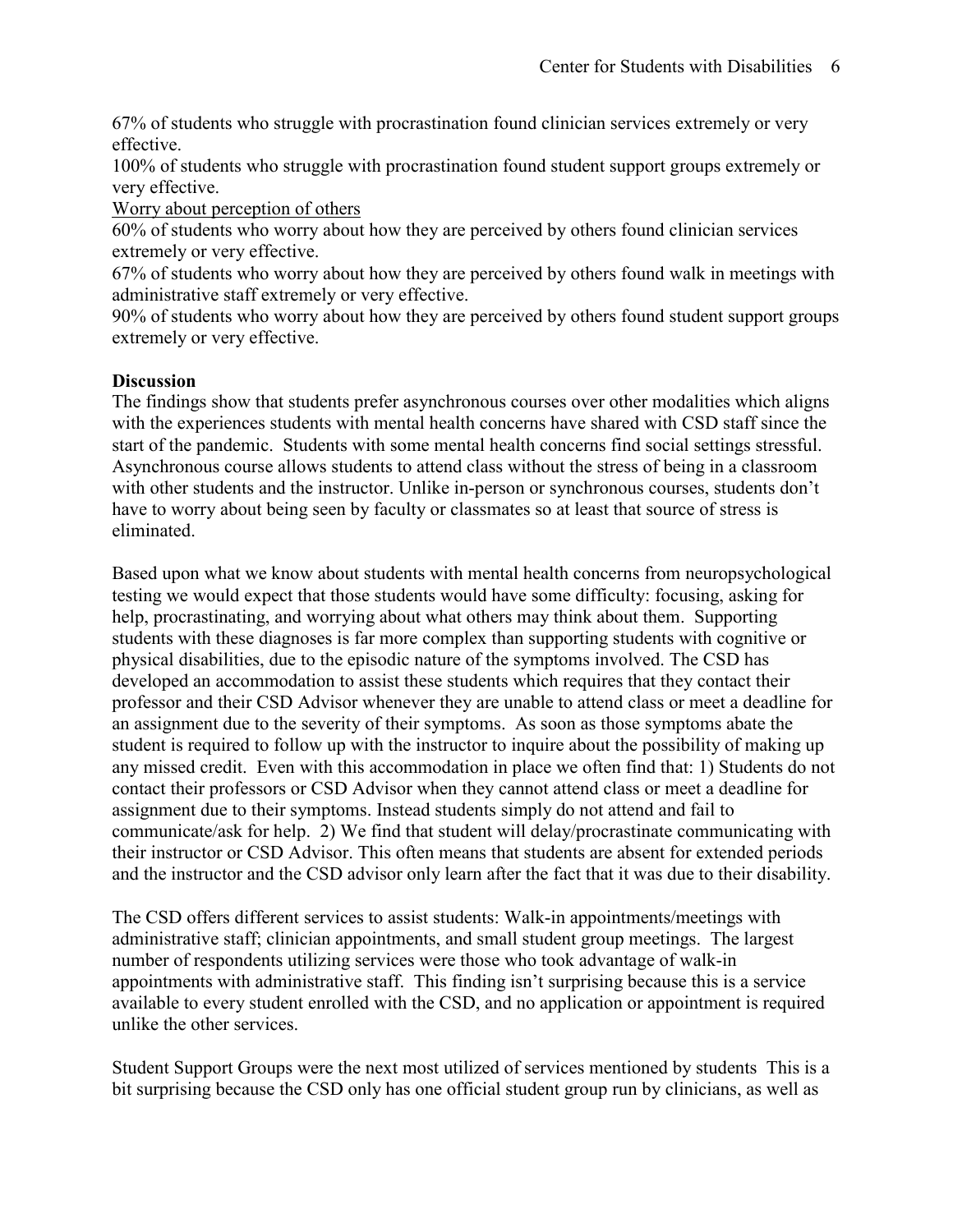67% of students who struggle with procrastination found clinician services extremely or very effective.

100% of students who struggle with procrastination found student support groups extremely or very effective.

<u>Worry about perception of others</u>

60% of students who worry about how they are perceived by others found clinician services extremely or very effective.

67% of students who worry about how they are perceived by others found walk in meetings with administrative staff extremely or very effective.

90% of students who worry about how they are perceived by others found student support groups extremely or very effective.

**Discussion**

The findings show that students prefer asynchronous courses over other modalities which aligns with the experiences students with mental health concerns have shared with CSD staff since the start of the pandemic. Students with some mental health concerns find social settings stressful. Asynchronous course allows students to attend class without the stress of being in a classroom with other students and the instructor. Unlike in-person or synchronous courses, students don't have to worry about being seen by faculty or classmates so at least that source of stress is eliminated.

Based upon what we know about students with mental health concerns from neuropsychological testing we would expect that those students would have some difficulty: focusing, asking for help, procrastinating, and worrying about what others may think about them. Supporting students with these diagnoses is far more complex than supporting students with cognitive or physical disabilities, due to the episodic nature of the symptoms involved. The CSD has developed an accommodation to assist these students which requires that they contact their professor and their CSD Advisor whenever they are unable to attend class or meet a deadline for an assignment due to the severity of their symptoms. As soon as those symptoms abate the student is required to follow up with the instructor to inquire about the possibility of making up any missed credit. Even with this accommodation in place we often find that: 1) Students do not contact their professors or CSD Advisor when they cannot attend class or meet a deadline for assignment due to their symptoms. Instead students simply do not attend and fail to communicate/ask for help. 2) We find that student will delay/procrastinate communicating with their instructor or CSD Advisor. This often means that students are absent for extended periods and the instructor and the CSD advisor only learn after the fact that it was due to their disability.

The CSD offers different services to assist students: Walk-in appointments/meetings with administrative staff; clinician appointments, and small student group meetings. The largest number of respondents utilizing services were those who took advantage of walk-in appointments with administrative staff. This finding isn't surprising because this is a service available to every student enrolled with the CSD, and no application or appointment is required unlike the other services.

Student Support Groups were the next most utilized of services mentioned by students This is a bit surprising because the CSD only has one official student group run by clinicians, as well as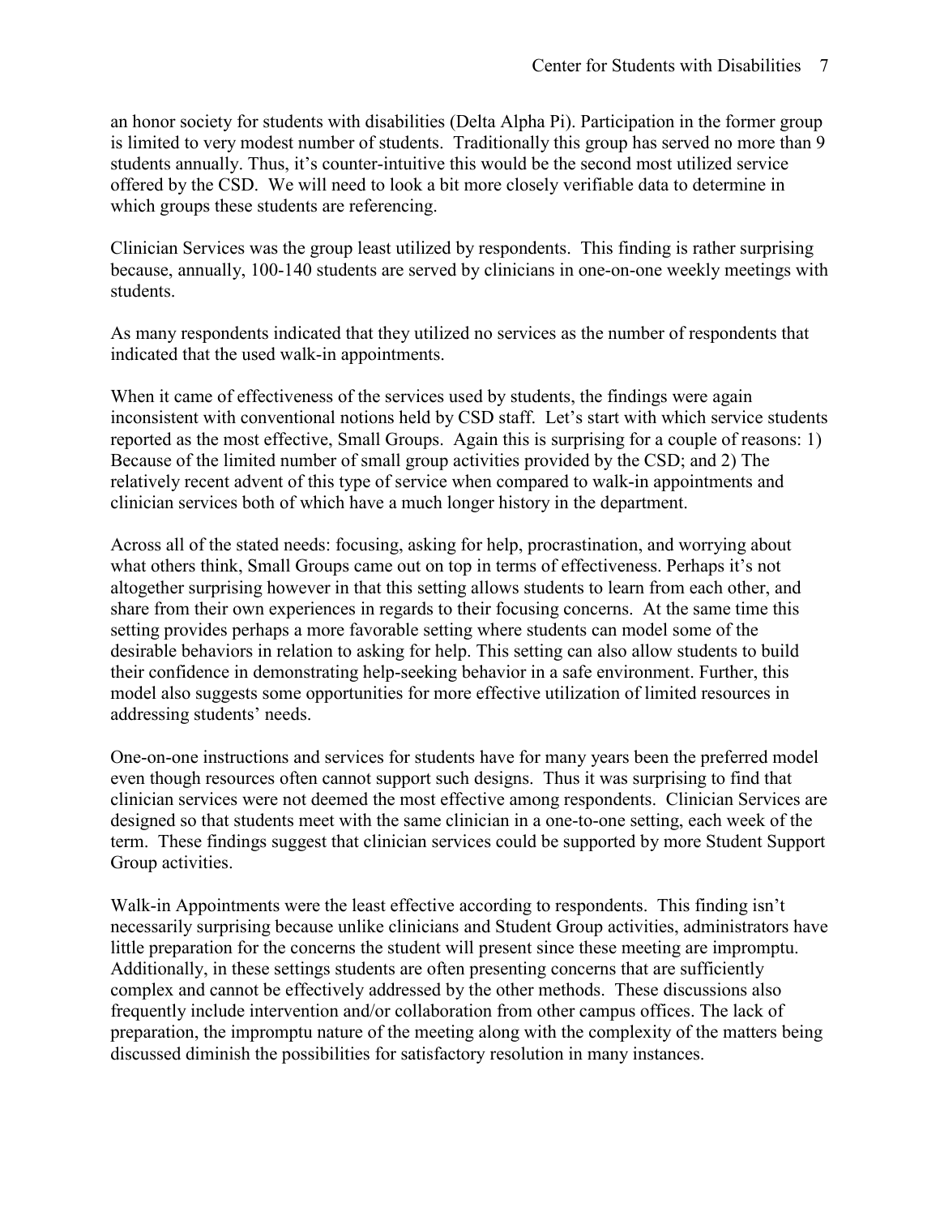an honor society for students with disabilities (Delta Alpha Pi). Participation in the former group is limited to very modest number of students. Traditionally this group has served no more than 9 students annually. Thus, it's counter-intuitive this would be the second most utilized service offered by the CSD. We will need to look a bit more closely verifiable data to determine in which groups these students are referencing.

Clinician Services was the group least utilized by respondents. This finding is rather surprising because, annually, 100-140 students are served by clinicians in one-on-one weekly meetings with students.

As many respondents indicated that they utilized no services as the number of respondents that indicated that the used walk-in appointments.

When it came of effectiveness of the services used by students, the findings were again inconsistent with conventional notions held by CSD staff. Let's start with which service students reported as the most effective, Small Groups. Again this is surprising for a couple of reasons: 1) Because of the limited number of small group activities provided by the CSD; and 2) The relatively recent advent of this type of service when compared to walk-in appointments and clinician services both of which have a much longer history in the department.

Across all of the stated needs: focusing, asking for help, procrastination, and worrying about what others think, Small Groups came out on top in terms of effectiveness. Perhaps it's not altogether surprising however in that this setting allows students to learn from each other, and share from their own experiences in regards to their focusing concerns. At the same time this setting provides perhaps a more favorable setting where students can model some of the desirable behaviors in relation to asking for help. This setting can also allow students to build their confidence in demonstrating help-seeking behavior in a safe environment. Further, this model also suggests some opportunities for more effective utilization of limited resources in addressing students' needs.

One-on-one instructions and services for students have for many years been the preferred model even though resources often cannot support such designs. Thus it was surprising to find that clinician services were not deemed the most effective among respondents. Clinician Services are designed so that students meet with the same clinician in a one-to-one setting, each week of the term. These findings suggest that clinician services could be supported by more Student Support Group activities.

Walk-in Appointments were the least effective according to respondents. This finding isn't necessarily surprising because unlike clinicians and Student Group activities, administrators have little preparation for the concerns the student will present since these meeting are impromptu. Additionally, in these settings students are often presenting concerns that are sufficiently complex and cannot be effectively addressed by the other methods. These discussions also frequently include intervention and/or collaboration from other campus offices. The lack of preparation, the impromptu nature of the meeting along with the complexity of the matters being discussed diminish the possibilities for satisfactory resolution in many instances.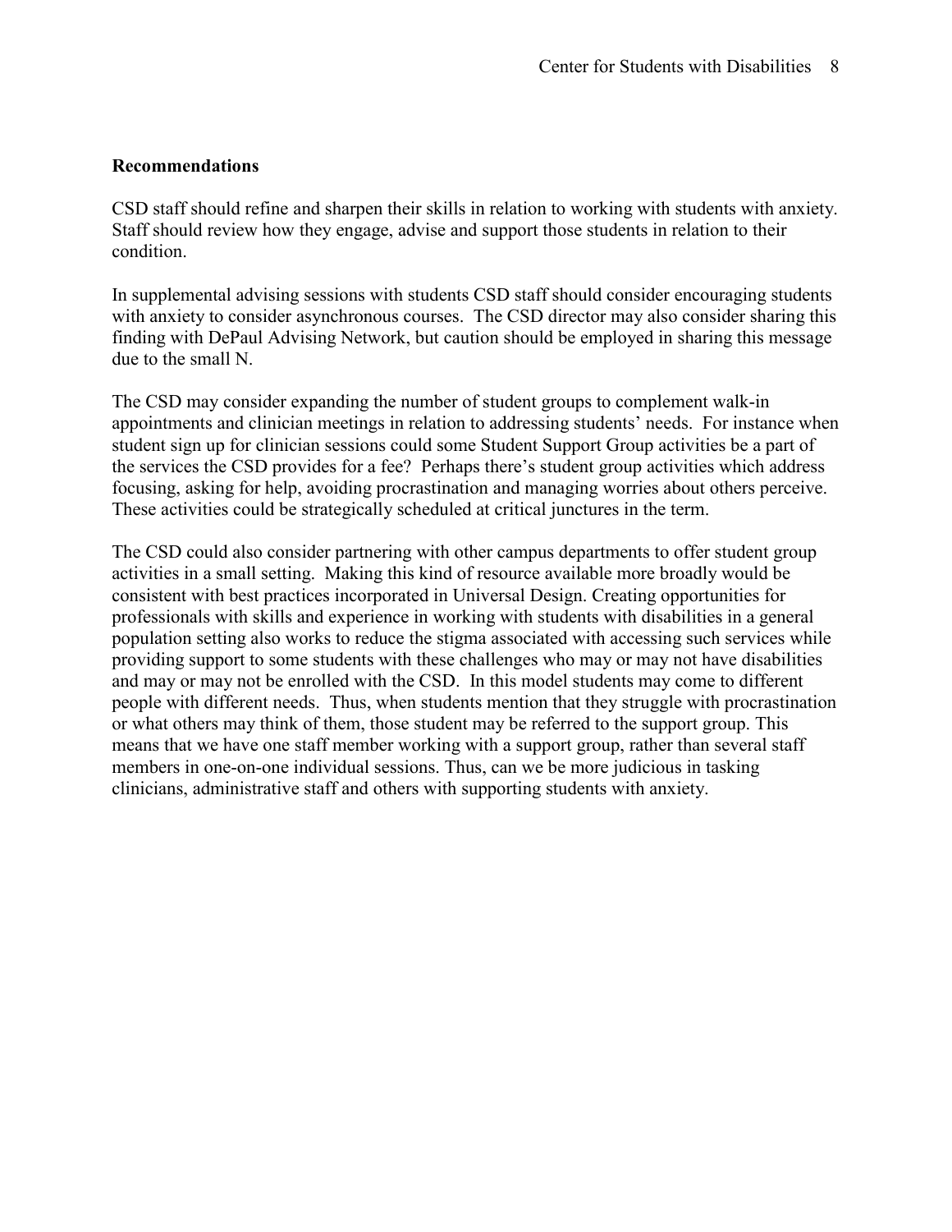**Recommendations**

CSD staff should refine and sharpen their skills in relation to working with students with anxiety. Staff should review how they engage, advise and support those students in relation to their condition.

In supplemental advising sessions with students CSD staff should consider encouraging students with anxiety to consider asynchronous courses. The CSD director may also consider sharing this finding with DePaul Advising Network, but caution should be employed in sharing this message due to the small N.

The CSD may consider expanding the number of student groups to complement walk-in appointments and clinician meetings in relation to addressing students' needs. For instance when student sign up for clinician sessions could some Student Support Group activities be a part of the services the CSD provides for a fee? Perhaps there's student group activities which address focusing, asking for help, avoiding procrastination and managing worries about others perceive. These activities could be strategically scheduled at critical junctures in the term.

The CSD could also consider partnering with other campus departments to offer student group activities in a small setting. Making this kind of resource available more broadly would be consistent with best practices incorporated in Universal Design. Creating opportunities for professionals with skills and experience in working with students with disabilities in a general population setting also works to reduce the stigma associated with accessing such services while providing support to some students with these challenges who may or may not have disabilities and may or may not be enrolled with the CSD. In this model students may come to different people with different needs. Thus, when students mention that they struggle with procrastination or what others may think of them, those student may be referred to the support group. This means that we have one staff member working with a support group, rather than several staff members in one-on-one individual sessions. Thus, can we be more judicious in tasking clinicians, administrative staff and others with supporting students with anxiety.